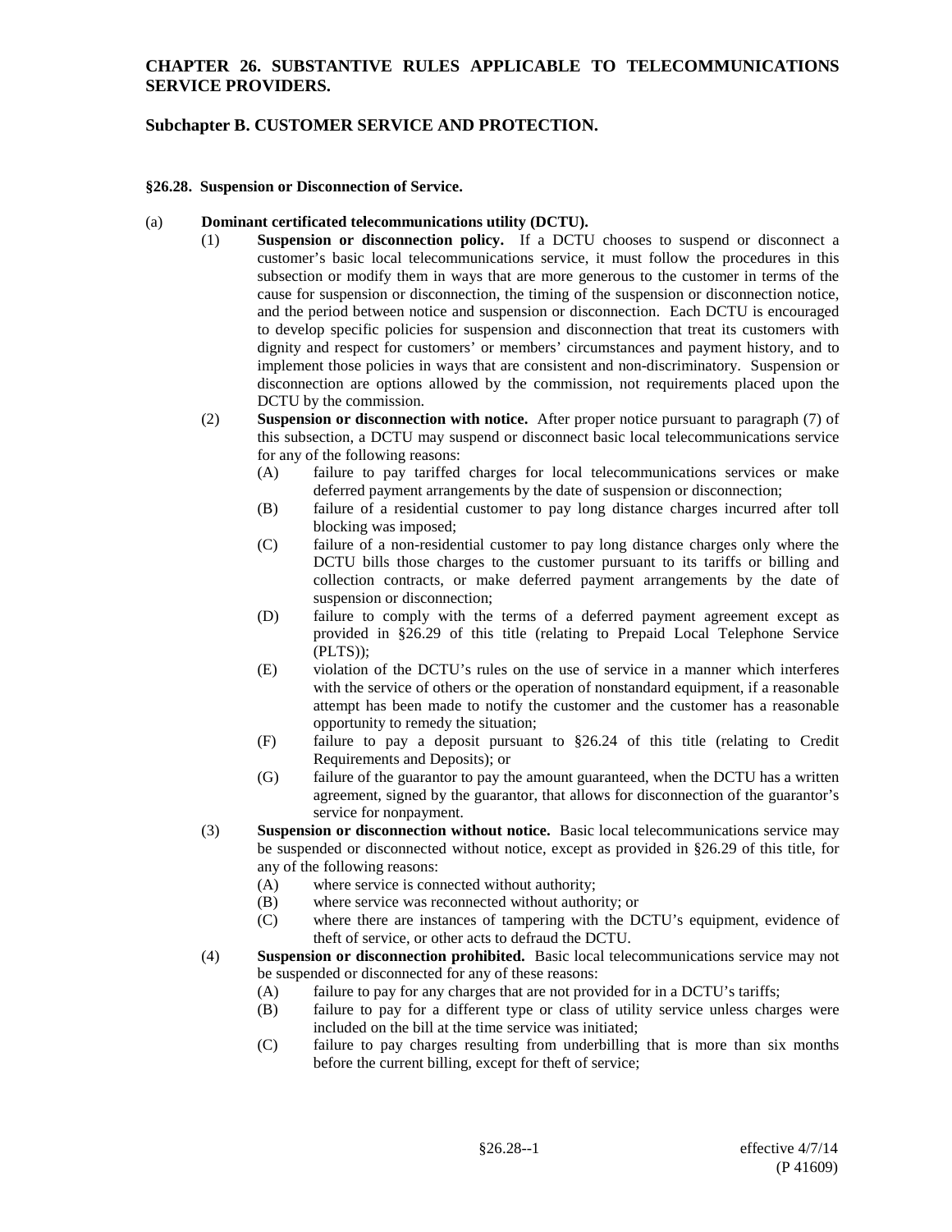# CHAPTER 26. SUBSTANTIVE RULES APPLICABLE TO TELECOMMUNICATIONS SERVICE PROVIDERS.

## Subchapter B. CUSTOMER SERVICE AND PROTECTION.

### §26.28. Suspension or Disconnection of Service.

(a) **Dominant certificated telecommunications utility (DCTU).**

(1) **Suspension or disconnection policy.** If a DCTU chooses to suspend or disconnect a customer's basic local telecommunications service, it must follow the procedures in this subsection or modify them in ways that are more generous to the customer in terms of the cause for suspension or disconnection, the timing of the suspension or disconnection notice, and the period between notice and suspension or disconnection. Each DCTU is encouraged to develop specific policies for suspension and disconnection that treat its customers with dignity and respect for customers' or members' circumstances and payment history, and to implement those policies in ways that are consistent and non-discriminatory. Suspension or disconnection are options allowed by the commission, not requirements placed upon the DCTU by the commission.

(2) **Suspension or disconnection with notice.** After proper notice pursuant to paragraph (7) of this subsection, a DCTU may suspend or disconnect basic local telecommunications service for any of the following reasons:

(A) failure to pay tariffed charges for local telecommunications services or make deferred payment arrangements by the date of suspension or disconnection;

(B) failure of a residential customer to pay long distance charges incurred after toll blocking was imposed;

(C) failure of a non-residential customer to pay long distance charges only where the DCTU bills those charges to the customer pursuant to its tariffs or billing and collection contracts, or make deferred payment arrangements by the date of suspension or disconnection;

(D) failure to comply with the terms of a deferred payment agreement except as provided in §26.29 of this title (relating to Prepaid Local Telephone Service (PLTS));

(E) violation of the DCTU's rules on the use of service in a manner which interferes with the service of others or the operation of nonstandard equipment, if a reasonable attempt has been made to notify the customer and the customer has a reasonable opportunity to remedy the situation;

(F) failure to pay a deposit pursuant to §26.24 of this title (relating to Credit Requirements and Deposits); or

(G) failure of the guarantor to pay the amount guaranteed, when the DCTU has a written agreement, signed by the guarantor, that allows for disconnection of the guarantor's service for nonpayment.

(3) **Suspension or disconnection without notice.** Basic local telecommunications service may be suspended or disconnected without notice, except as provided in §26.29 of this title, for any of the following reasons:

(A) where service is connected without authority;

(B) where service was reconnected without authority; or

(C) where there are instances of tampering with the DCTU's equipment, evidence of theft of service, or other acts to defraud the DCTU.

(4) **Suspension or disconnection prohibited.** Basic local telecommunications service may not be suspended or disconnected for any of these reasons:

(A) failure to pay for any charges that are not provided for in a DCTU's tariffs;

(B) failure to pay for a different type or class of utility service unless charges were included on the bill at the time service was initiated;

(C) failure to pay charges resulting from underbilling that is more than six months before the current billing, except for theft of service;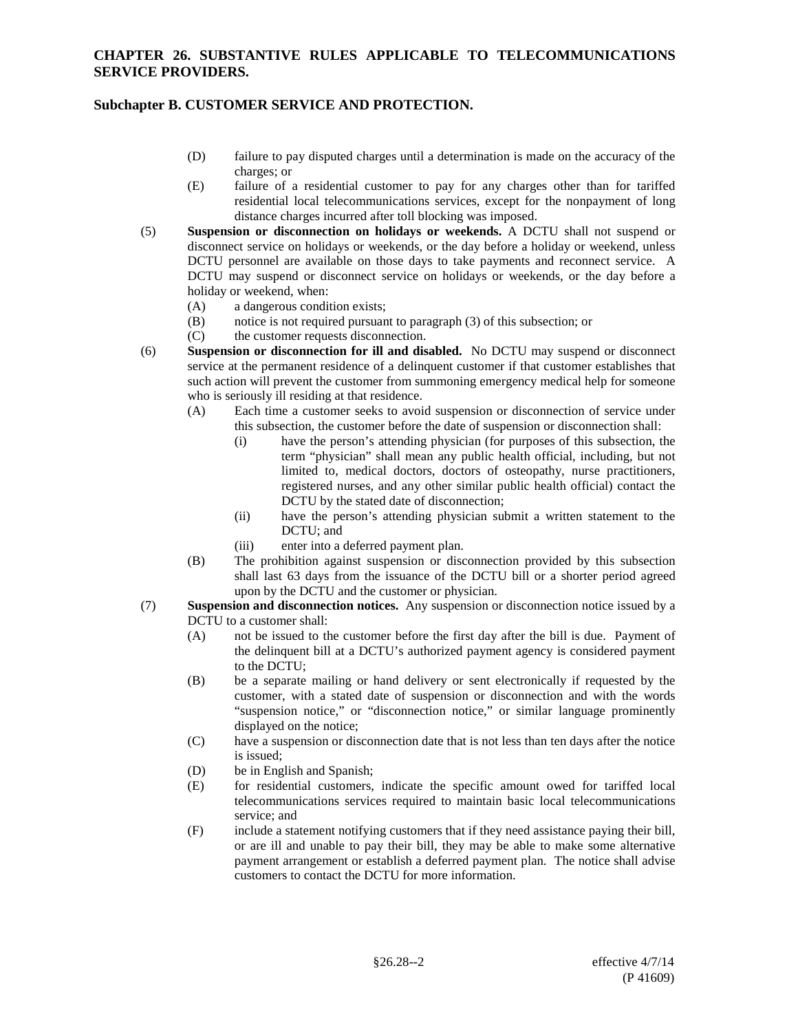(D) failure to pay disputed charges until a determination is made on the accuracy of the charges; or

(E) failure of a residential customer to pay for any charges other than for tariffed residential local telecommunications services, except for the nonpayment of long distance charges incurred after toll blocking was imposed.

(5) **Suspension or disconnection on holidays or weekends.** A DCTU shall not suspend or disconnect service on holidays or weekends, or the day before a holiday or weekend, unless DCTU personnel are available on those days to take payments and reconnect service. A DCTU may suspend or disconnect service on holidays or weekends, or the day before a holiday or weekend, when:

- (A) a dangerous condition exists;
- (B) notice is not required pursuant to paragraph (3) of this subsection; or
- (C) the customer requests disconnection.

(6) **Suspension or disconnection for ill and disabled.** No DCTU may suspend or disconnect service at the permanent residence of a delinquent customer if that customer establishes that such action will prevent the customer from summoning emergency medical help for someone who is seriously ill residing at that residence.

- (A) Each time a customer seeks to avoid suspension or disconnection of service under this subsection, the customer before the date of suspension or disconnection shall:
  - (i) have the person's attending physician (for purposes of this subsection, the term "physician" shall mean any public health official, including, but not limited to, medical doctors, doctors of osteopathy, nurse practitioners, registered nurses, and any other similar public health official) contact the DCTU by the stated date of disconnection;
  - (ii) have the person's attending physician submit a written statement to the DCTU; and
  - (iii) enter into a deferred payment plan.
- (B) The prohibition against suspension or disconnection provided by this subsection shall last 63 days from the issuance of the DCTU bill or a shorter period agreed upon by the DCTU and the customer or physician.

(7) **Suspension and disconnection notices.** Any suspension or disconnection notice issued by a DCTU to a customer shall:

- (A) not be issued to the customer before the first day after the bill is due. Payment of the delinquent bill at a DCTU's authorized payment agency is considered payment to the DCTU;
- (B) be a separate mailing or hand delivery or sent electronically if requested by the customer, with a stated date of suspension or disconnection and with the words "suspension notice," or "disconnection notice," or similar language prominently displayed on the notice;
- (C) have a suspension or disconnection date that is not less than ten days after the notice is issued;
- (D) be in English and Spanish;
- (E) for residential customers, indicate the specific amount owed for tariffed local telecommunications services required to maintain basic local telecommunications service; and
- (F) include a statement notifying customers that if they need assistance paying their bill, or are ill and unable to pay their bill, they may be able to make some alternative payment arrangement or establish a deferred payment plan. The notice shall advise customers to contact the DCTU for more information.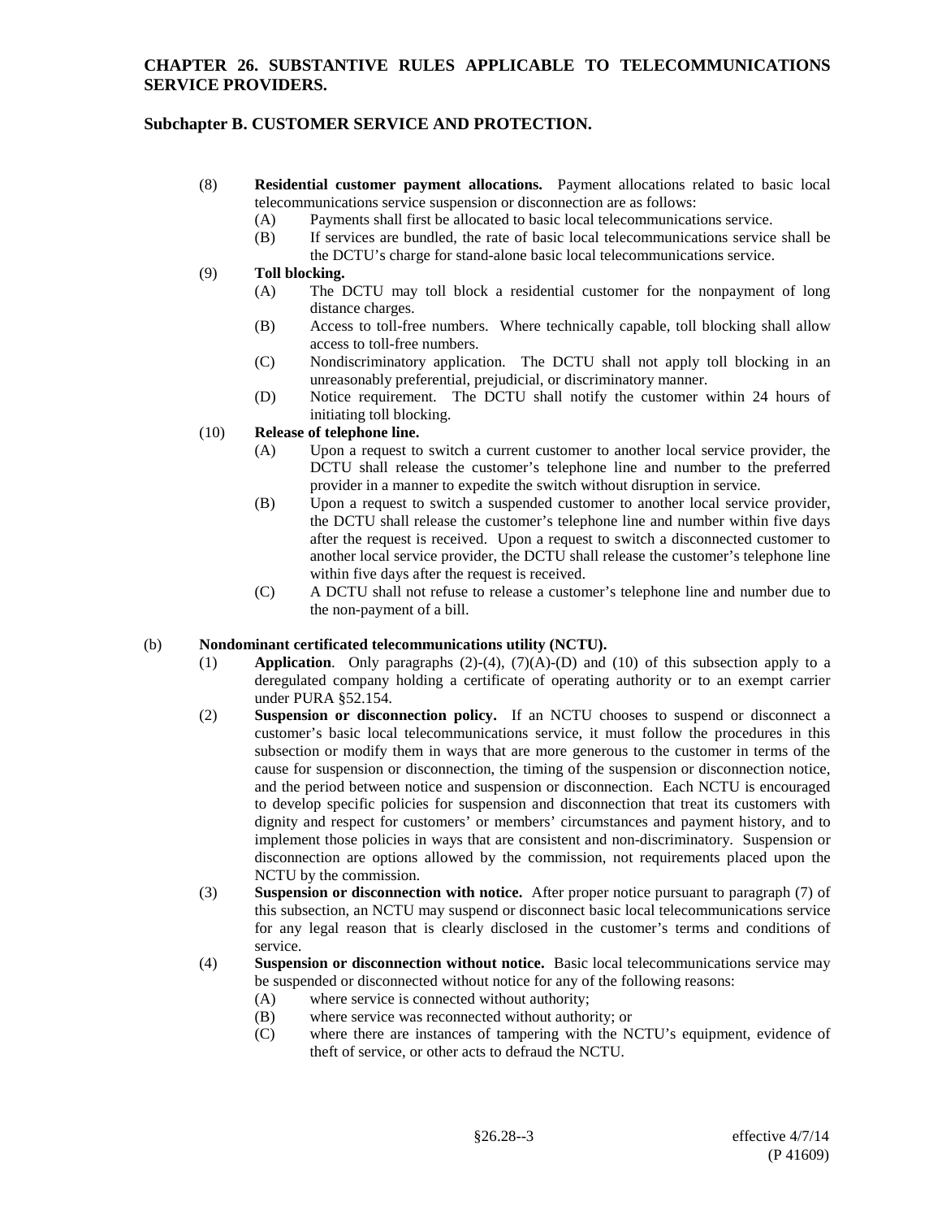(8) **Residential customer payment allocations.** Payment allocations related to basic local telecommunications service suspension or disconnection are as follows:

   (A) Payments shall first be allocated to basic local telecommunications service.

   (B) If services are bundled, the rate of basic local telecommunications service shall be the DCTU's charge for stand-alone basic local telecommunications service.

(9) **Toll blocking.**

   (A) The DCTU may toll block a residential customer for the nonpayment of long distance charges.

   (B) Access to toll-free numbers. Where technically capable, toll blocking shall allow access to toll-free numbers.

   (C) Nondiscriminatory application. The DCTU shall not apply toll blocking in an unreasonably preferential, prejudicial, or discriminatory manner.

   (D) Notice requirement. The DCTU shall notify the customer within 24 hours of initiating toll blocking.

(10) **Release of telephone line.**

   (A) Upon a request to switch a current customer to another local service provider, the DCTU shall release the customer's telephone line and number to the preferred provider in a manner to expedite the switch without disruption in service.

   (B) Upon a request to switch a suspended customer to another local service provider, the DCTU shall release the customer's telephone line and number within five days after the request is received. Upon a request to switch a disconnected customer to another local service provider, the DCTU shall release the customer's telephone line within five days after the request is received.

   (C) A DCTU shall not refuse to release a customer's telephone line and number due to the non-payment of a bill.

(b) **Nondominant certificated telecommunications utility (NCTU).**

(1) **Application**. Only paragraphs (2)-(4), (7)(A)-(D) and (10) of this subsection apply to a deregulated company holding a certificate of operating authority or to an exempt carrier under PURA §52.154.

(2) **Suspension or disconnection policy.** If an NCTU chooses to suspend or disconnect a customer's basic local telecommunications service, it must follow the procedures in this subsection or modify them in ways that are more generous to the customer in terms of the cause for suspension or disconnection, the timing of the suspension or disconnection notice, and the period between notice and suspension or disconnection. Each NCTU is encouraged to develop specific policies for suspension and disconnection that treat its customers with dignity and respect for customers' or members' circumstances and payment history, and to implement those policies in ways that are consistent and non-discriminatory. Suspension or disconnection are options allowed by the commission, not requirements placed upon the NCTU by the commission.

(3) **Suspension or disconnection with notice.** After proper notice pursuant to paragraph (7) of this subsection, an NCTU may suspend or disconnect basic local telecommunications service for any legal reason that is clearly disclosed in the customer's terms and conditions of service.

(4) **Suspension or disconnection without notice.** Basic local telecommunications service may be suspended or disconnected without notice for any of the following reasons:

   (A) where service is connected without authority;

   (B) where service was reconnected without authority; or

   (C) where there are instances of tampering with the NCTU's equipment, evidence of theft of service, or other acts to defraud the NCTU.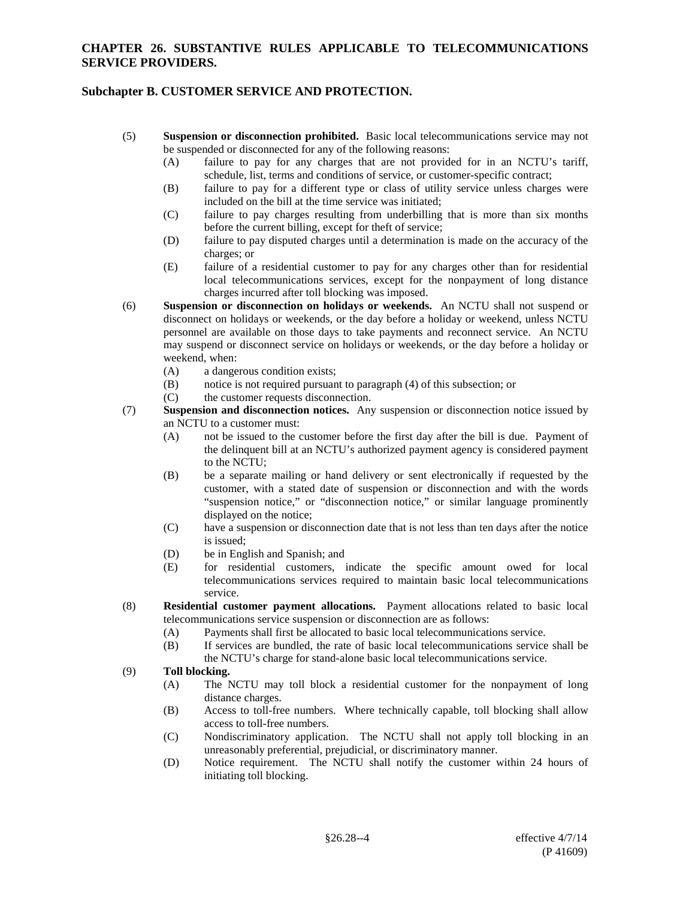**CHAPTER 26. SUBSTANTIVE RULES APPLICABLE TO TELECOMMUNICATIONS SERVICE PROVIDERS.**

**Subchapter B. CUSTOMER SERVICE AND PROTECTION.**

(5) **Suspension or disconnection prohibited.** Basic local telecommunications service may not be suspended or disconnected for any of the following reasons:

(A) failure to pay for any charges that are not provided for in an NCTU's tariff, schedule, list, terms and conditions of service, or customer-specific contract;

(B) failure to pay for a different type or class of utility service unless charges were included on the bill at the time service was initiated;

(C) failure to pay charges resulting from underbilling that is more than six months before the current billing, except for theft of service;

(D) failure to pay disputed charges until a determination is made on the accuracy of the charges; or

(E) failure of a residential customer to pay for any charges other than for residential local telecommunications services, except for the nonpayment of long distance charges incurred after toll blocking was imposed.

(6) **Suspension or disconnection on holidays or weekends.** An NCTU shall not suspend or disconnect on holidays or weekends, or the day before a holiday or weekend, unless NCTU personnel are available on those days to take payments and reconnect service. An NCTU may suspend or disconnect service on holidays or weekends, or the day before a holiday or weekend, when:

(A) a dangerous condition exists;

(B) notice is not required pursuant to paragraph (4) of this subsection; or

(C) the customer requests disconnection.

(7) **Suspension and disconnection notices.** Any suspension or disconnection notice issued by an NCTU to a customer must:

(A) not be issued to the customer before the first day after the bill is due. Payment of the delinquent bill at an NCTU's authorized payment agency is considered payment to the NCTU;

(B) be a separate mailing or hand delivery or sent electronically if requested by the customer, with a stated date of suspension or disconnection and with the words "suspension notice," or "disconnection notice," or similar language prominently displayed on the notice;

(C) have a suspension or disconnection date that is not less than ten days after the notice is issued;

(D) be in English and Spanish; and

(E) for residential customers, indicate the specific amount owed for local telecommunications services required to maintain basic local telecommunications service.

(8) **Residential customer payment allocations.** Payment allocations related to basic local telecommunications service suspension or disconnection are as follows:

(A) Payments shall first be allocated to basic local telecommunications service.

(B) If services are bundled, the rate of basic local telecommunications service shall be the NCTU's charge for stand-alone basic local telecommunications service.

(9) **Toll blocking.**

(A) The NCTU may toll block a residential customer for the nonpayment of long distance charges.

(B) Access to toll-free numbers. Where technically capable, toll blocking shall allow access to toll-free numbers.

(C) Nondiscriminatory application. The NCTU shall not apply toll blocking in an unreasonably preferential, prejudicial, or discriminatory manner.

(D) Notice requirement. The NCTU shall notify the customer within 24 hours of initiating toll blocking.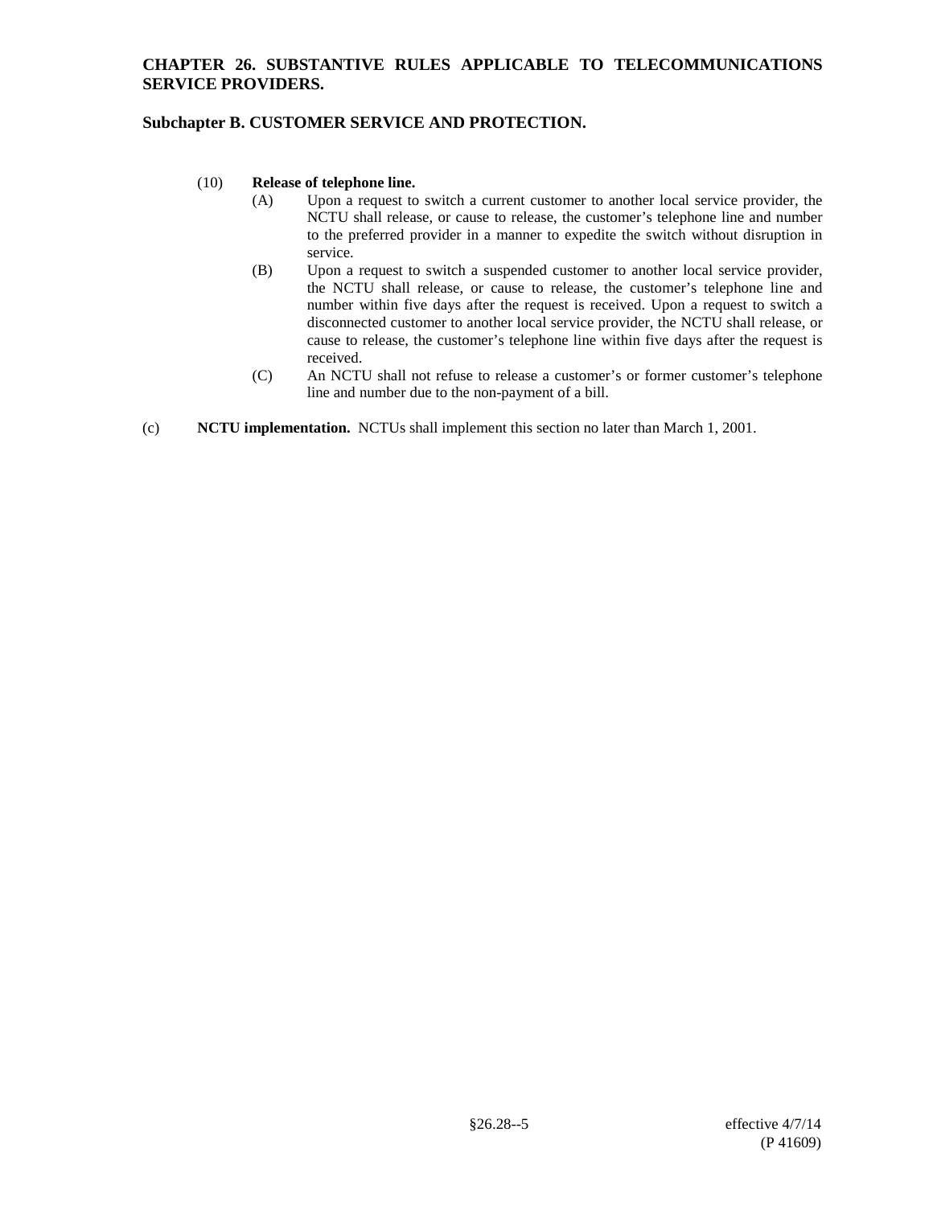(10) **Release of telephone line.**

(A) Upon a request to switch a current customer to another local service provider, the NCTU shall release, or cause to release, the customer's telephone line and number to the preferred provider in a manner to expedite the switch without disruption in service.

(B) Upon a request to switch a suspended customer to another local service provider, the NCTU shall release, or cause to release, the customer's telephone line and number within five days after the request is received. Upon a request to switch a disconnected customer to another local service provider, the NCTU shall release, or cause to release, the customer's telephone line within five days after the request is received.

(C) An NCTU shall not refuse to release a customer's or former customer's telephone line and number due to the non-payment of a bill.

(c) **NCTU implementation.** NCTUs shall implement this section no later than March 1, 2001.